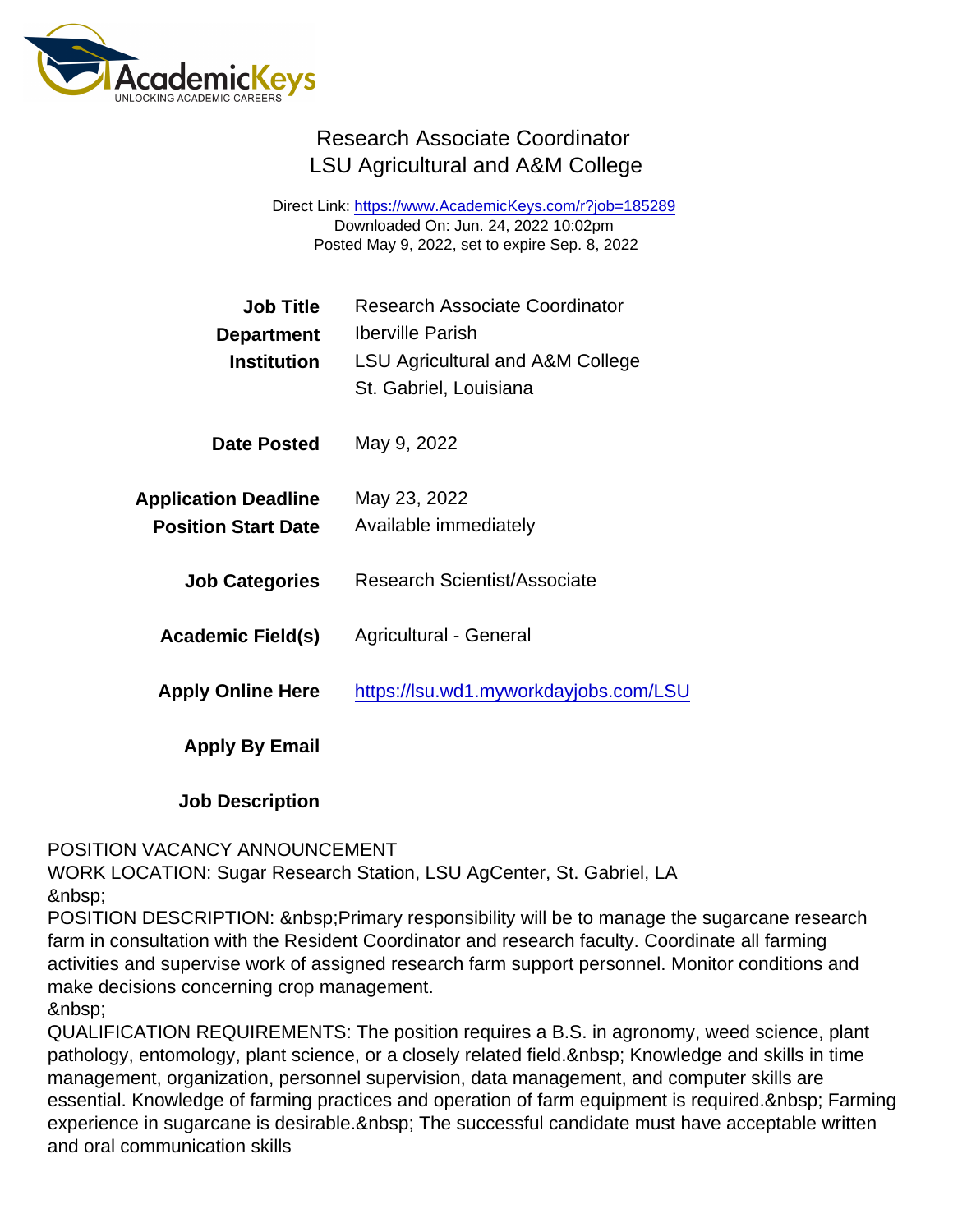# Research Associate Coordinator
## LSU Agricultural and A&M College

Direct Link: https://www.AcademicKeys.com/r?job=185289
Downloaded On: Jun. 24, 2022 10:02pm
Posted May 9, 2022, set to expire Sep. 8, 2022

| | |
|---|---|
| **Job Title** | Research Associate Coordinator |
| **Department** | Iberville Parish |
| **Institution** | LSU Agricultural and A&M College<br>St. Gabriel, Louisiana |
| **Date Posted** | May 9, 2022 |
| **Application Deadline** | May 23, 2022 |
| **Position Start Date** | Available immediately |
| **Job Categories** | Research Scientist/Associate |
| **Academic Field(s)** | Agricultural - General |
| **Apply Online Here** | https://lsu.wd1.myworkdayjobs.com/LSU |
| **Apply By Email** | |

**Job Description**

POSITION VACANCY ANNOUNCEMENT
WORK LOCATION: Sugar Research Station, LSU AgCenter, St. Gabriel, LA
&nbsp;
POSITION DESCRIPTION: &nbsp;Primary responsibility will be to manage the sugarcane research farm in consultation with the Resident Coordinator and research faculty. Coordinate all farming activities and supervise work of assigned research farm support personnel. Monitor conditions and make decisions concerning crop management.
&nbsp;
QUALIFICATION REQUIREMENTS: The position requires a B.S. in agronomy, weed science, plant pathology, entomology, plant science, or a closely related field.&nbsp; Knowledge and skills in time management, organization, personnel supervision, data management, and computer skills are essential. Knowledge of farming practices and operation of farm equipment is required.&nbsp; Farming experience in sugarcane is desirable.&nbsp; The successful candidate must have acceptable written and oral communication skills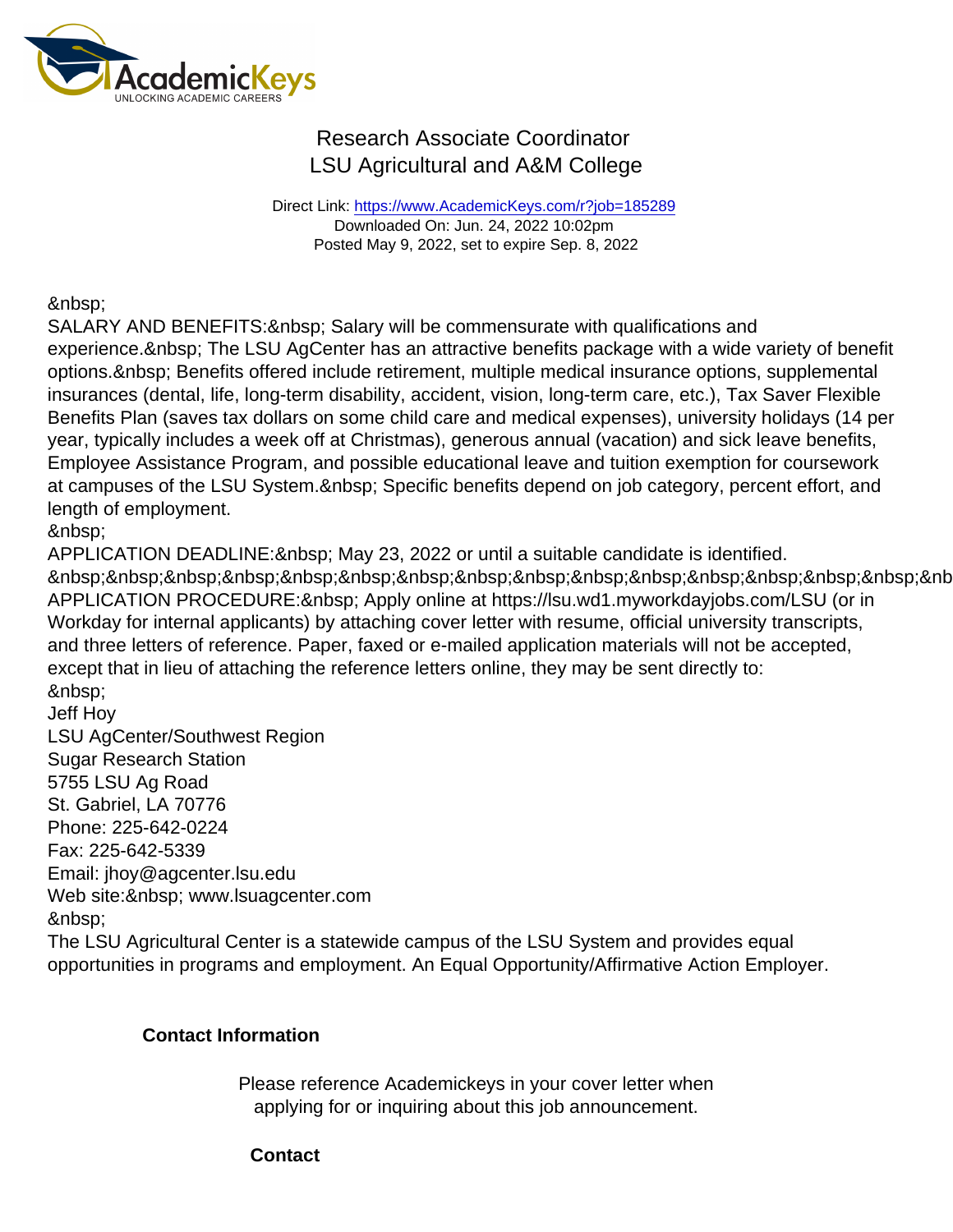# Research Associate Coordinator
## LSU Agricultural and A&M College

Direct Link: https://www.AcademicKeys.com/r?job=185289
Downloaded On: Jun. 24, 2022 10:02pm
Posted May 9, 2022, set to expire Sep. 8, 2022

&nbsp;
SALARY AND BENEFITS:&nbsp; Salary will be commensurate with qualifications and experience.&nbsp; The LSU AgCenter has an attractive benefits package with a wide variety of benefit options.&nbsp; Benefits offered include retirement, multiple medical insurance options, supplemental insurances (dental, life, long-term disability, accident, vision, long-term care, etc.), Tax Saver Flexible Benefits Plan (saves tax dollars on some child care and medical expenses), university holidays (14 per year, typically includes a week off at Christmas), generous annual (vacation) and sick leave benefits, Employee Assistance Program, and possible educational leave and tuition exemption for coursework at campuses of the LSU System.&nbsp; Specific benefits depend on job category, percent effort, and length of employment.
&nbsp;
APPLICATION DEADLINE:&nbsp; May 23, 2022 or until a suitable candidate is identified.
&nbsp;&nbsp;&nbsp;&nbsp;&nbsp;&nbsp;&nbsp;&nbsp;&nbsp;&nbsp;&nbsp;&nbsp;&nbsp;&nbsp;&nbsp;&nb
APPLICATION PROCEDURE:&nbsp; Apply online at https://lsu.wd1.myworkdayjobs.com/LSU (or in Workday for internal applicants) by attaching cover letter with resume, official university transcripts, and three letters of reference. Paper, faxed or e-mailed application materials will not be accepted, except that in lieu of attaching the reference letters online, they may be sent directly to:
&nbsp;
Jeff Hoy
LSU AgCenter/Southwest Region
Sugar Research Station
5755 LSU Ag Road
St. Gabriel, LA 70776
Phone: 225-642-0224
Fax: 225-642-5339
Email: jhoy@agcenter.lsu.edu
Web site:&nbsp; www.lsuagcenter.com
&nbsp;
The LSU Agricultural Center is a statewide campus of the LSU System and provides equal opportunities in programs and employment. An Equal Opportunity/Affirmative Action Employer.

**Contact Information**

Please reference Academickeys in your cover letter when applying for or inquiring about this job announcement.

**Contact**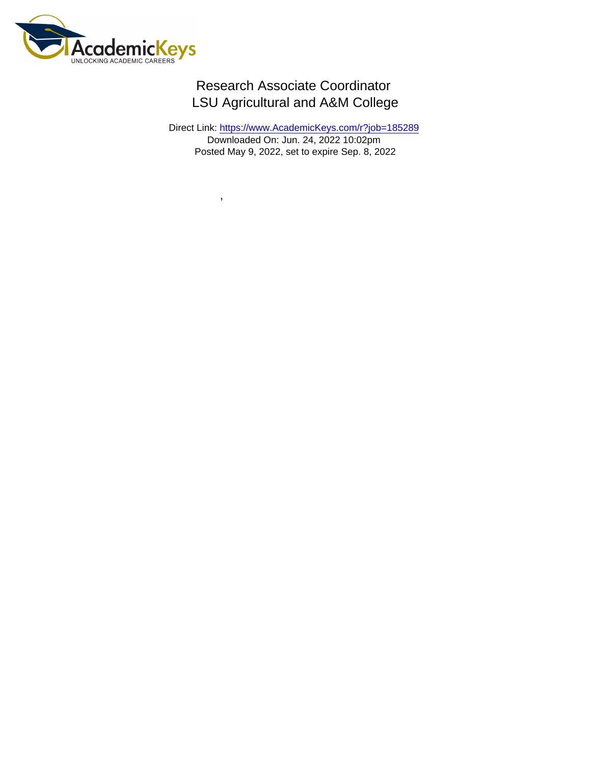# Research Associate Coordinator
# LSU Agricultural and A&M College

Direct Link: https://www.AcademicKeys.com/r?job=185289
Downloaded On: Jun. 24, 2022 10:02pm
Posted May 9, 2022, set to expire Sep. 8, 2022

,